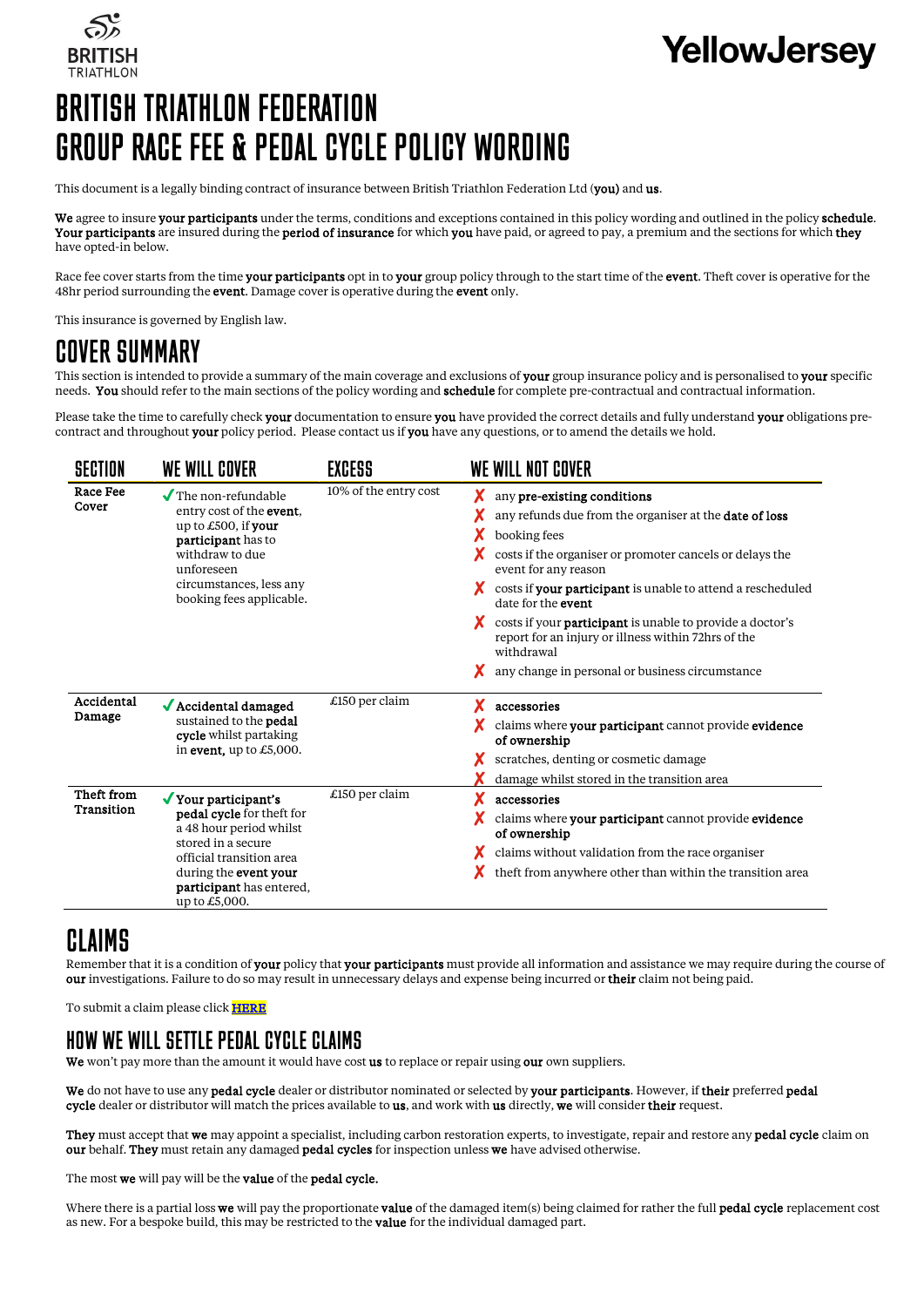# BRITISH TRIATHLON FEDERATION
# GROUP RACE FEE & PEDAL CYCLE POLICY WORDING

This document is a legally binding contract of insurance between British Triathlon Federation Ltd (**you**) and **us**.

**We** agree to insure **your participants** under the terms, conditions and exceptions contained in this policy wording and outlined in the policy **schedule**. **Your participants** are insured during the **period of insurance** for which **you** have paid, or agreed to pay, a premium and the sections for which **they** have opted-in below.

Race fee cover starts from the time **your participants** opt in to **your** group policy through to the start time of the **event**. Theft cover is operative for the 48hr period surrounding the **event**. Damage cover is operative during the **event** only.

This insurance is governed by English law.

## COVER SUMMARY

This section is intended to provide a summary of the main coverage and exclusions of **your** group insurance policy and is personalised to **your** specific needs. **You** should refer to the main sections of the policy wording and **schedule** for complete pre-contractual and contractual information.

Please take the time to carefully check **your** documentation to ensure **you** have provided the correct details and fully understand **your** obligations pre-contract and throughout **your** policy period. Please contact us if **you** have any questions, or to amend the details we hold.

| SECTION | WE WILL COVER | EXCESS | WE WILL NOT COVER |
|---|---|---|---|
| **Race Fee Cover** | ✓ The non-refundable entry cost of the **event**, up to £500, if **your participant** has to withdraw to due unforeseen circumstances, less any booking fees applicable. | 10% of the entry cost | ✗ any **pre-existing conditions**<br>✗ any refunds due from the organiser at the **date of loss**<br>✗ booking fees<br>✗ costs if the organiser or promoter cancels or delays the event for any reason<br>✗ costs if **your participant** is unable to attend a rescheduled date for the **event**<br>✗ costs if your **participant** is unable to provide a doctor's report for an injury or illness within 72hrs of the withdrawal<br>✗ any change in personal or business circumstance |
| **Accidental Damage** | ✓ **Accidental damaged** sustained to the **pedal cycle** whilst partaking in **event,** up to £5,000. | £150 per claim | ✗ **accessories**<br>✗ claims where **your participant** cannot provide **evidence of ownership**<br>✗ scratches, denting or cosmetic damage<br>✗ damage whilst stored in the transition area |
| **Theft from Transition** | ✓ **Your participant's pedal cycle** for theft for a 48 hour period whilst stored in a secure official transition area during the **event your participant** has entered, up to £5,000. | £150 per claim | ✗ **accessories**<br>✗ claims where **your participant** cannot provide **evidence of ownership**<br>✗ claims without validation from the race organiser<br>✗ theft from anywhere other than within the transition area |

## CLAIMS

Remember that it is a condition of **your** policy that **your participants** must provide all information and assistance we may require during the course of **our** investigations. Failure to do so may result in unnecessary delays and expense being incurred or **their** claim not being paid.

To submit a claim please click **HERE**

## HOW WE WILL SETTLE PEDAL CYCLE CLAIMS

**We** won't pay more than the amount it would have cost **us** to replace or repair using **our** own suppliers.

**We** do not have to use any **pedal cycle** dealer or distributor nominated or selected by **your participants**. However, if **their** preferred **pedal cycle** dealer or distributor will match the prices available to **us**, and work with **us** directly, **we** will consider **their** request.

**They** must accept that **we** may appoint a specialist, including carbon restoration experts, to investigate, repair and restore any **pedal cycle** claim on **our** behalf. **They** must retain any damaged **pedal cycles** for inspection unless **we** have advised otherwise.

The most **we** will pay will be the **value** of the **pedal cycle.**

Where there is a partial loss **we** will pay the proportionate **value** of the damaged item(s) being claimed for rather the full **pedal cycle** replacement cost as new. For a bespoke build, this may be restricted to the **value** for the individual damaged part.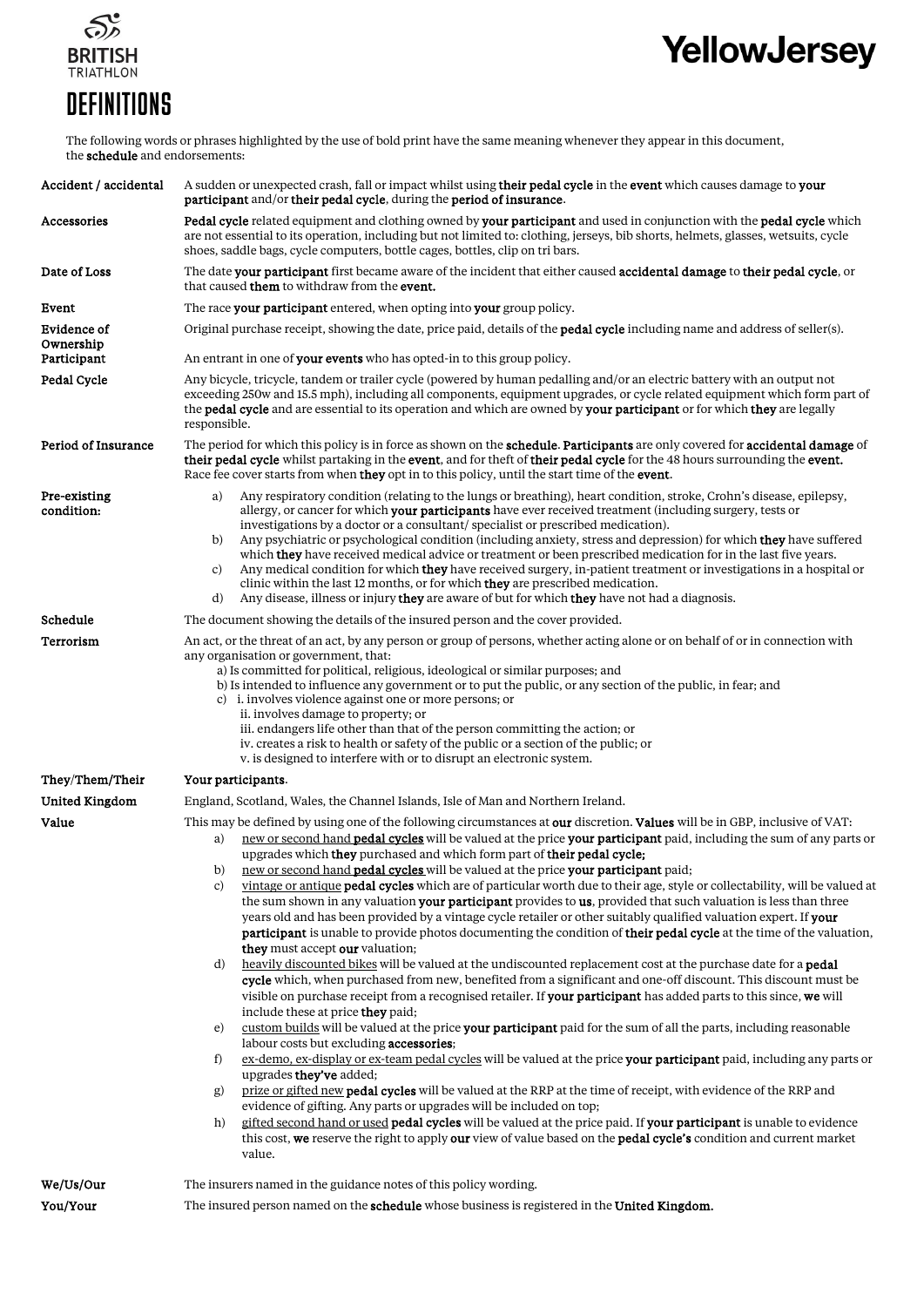# DEFINITIONS

The following words or phrases highlighted by the use of bold print have the same meaning whenever they appear in this document, the **schedule** and endorsements:

| | |
|---|---|
| **Accident / accidental** | A sudden or unexpected crash, fall or impact whilst using **their pedal cycle** in the **event** which causes damage to **your participant** and/or **their pedal cycle**, during the **period of insurance**. |
| **Accessories** | **Pedal cycle** related equipment and clothing owned by **your participant** and used in conjunction with the **pedal cycle** which are not essential to its operation, including but not limited to: clothing, jerseys, bib shorts, helmets, glasses, wetsuits, cycle shoes, saddle bags, cycle computers, bottle cages, bottles, clip on tri bars. |
| **Date of Loss** | The date **your participant** first became aware of the incident that either caused **accidental damage** to **their pedal cycle**, or that caused **them** to withdraw from the **event.** |
| **Event** | The race **your participant** entered, when opting into **your** group policy. |
| **Evidence of Ownership** | Original purchase receipt, showing the date, price paid, details of the **pedal cycle** including name and address of seller(s). |
| **Participant** | An entrant in one of **your events** who has opted-in to this group policy. |
| **Pedal Cycle** | Any bicycle, tricycle, tandem or trailer cycle (powered by human pedalling and/or an electric battery with an output not exceeding 250w and 15.5 mph), including all components, equipment upgrades, or cycle related equipment which form part of the **pedal cycle** and are essential to its operation and which are owned by **your participant** or for which **they** are legally responsible. |
| **Period of Insurance** | The period for which this policy is in force as shown on the **schedule**. **Participants** are only covered for **accidental damage** of **their pedal cycle** whilst partaking in the **event**, and for theft of **their pedal cycle** for the 48 hours surrounding the **event.** Race fee cover starts from when **they** opt in to this policy, until the start time of the **event**. |
| **Pre-existing condition:** | a) Any respiratory condition (relating to the lungs or breathing), heart condition, stroke, Crohn's disease, epilepsy, allergy, or cancer for which **your participants** have ever received treatment (including surgery, tests or investigations by a doctor or a consultant/ specialist or prescribed medication).<br>b) Any psychiatric or psychological condition (including anxiety, stress and depression) for which **they** have suffered which **they** have received medical advice or treatment or been prescribed medication for in the last five years.<br>c) Any medical condition for which **they** have received surgery, in-patient treatment or investigations in a hospital or clinic within the last 12 months, or for which **they** are prescribed medication.<br>d) Any disease, illness or injury **they** are aware of but for which **they** have not had a diagnosis. |
| **Schedule** | The document showing the details of the insured person and the cover provided. |
| **Terrorism** | An act, or the threat of an act, by any person or group of persons, whether acting alone or on behalf of or in connection with any organisation or government, that:<br>a) Is committed for political, religious, ideological or similar purposes; and<br>b) Is intended to influence any government or to put the public, or any section of the public, in fear; and<br>c) i. involves violence against one or more persons; or<br>ii. involves damage to property; or<br>iii. endangers life other than that of the person committing the action; or<br>iv. creates a risk to health or safety of the public or a section of the public; or<br>v. is designed to interfere with or to disrupt an electronic system. |
| **They/Them/Their** | **Your participants**. |
| **United Kingdom** | England, Scotland, Wales, the Channel Islands, Isle of Man and Northern Ireland. |
| **Value** | This may be defined by using one of the following circumstances at **our** discretion. **Values** will be in GBP, inclusive of VAT:<br>a) new or second hand **pedal cycles** will be valued at the price **your participant** paid, including the sum of any parts or upgrades which **they** purchased and which form part of **their pedal cycle;**<br>b) new or second hand **pedal cycles** will be valued at the price **your participant** paid;<br>c) vintage or antique **pedal cycles** which are of particular worth due to their age, style or collectability, will be valued at the sum shown in any valuation **your participant** provides to **us**, provided that such valuation is less than three years old and has been provided by a vintage cycle retailer or other suitably qualified valuation expert. If **your participant** is unable to provide photos documenting the condition of **their pedal cycle** at the time of the valuation, **they** must accept **our** valuation;<br>d) heavily discounted bikes will be valued at the undiscounted replacement cost at the purchase date for a **pedal cycle** which, when purchased from new, benefited from a significant and one-off discount. This discount must be visible on purchase receipt from a recognised retailer. If **your participant** has added parts to this since, **we** will include these at price **they** paid;<br>e) custom builds will be valued at the price **your participant** paid for the sum of all the parts, including reasonable labour costs but excluding **accessories**;<br>f) ex-demo, ex-display or ex-team pedal cycles will be valued at the price **your participant** paid, including any parts or upgrades **they've** added;<br>g) prize or gifted new **pedal cycles** will be valued at the RRP at the time of receipt, with evidence of the RRP and evidence of gifting. Any parts or upgrades will be included on top;<br>h) gifted second hand or used **pedal cycles** will be valued at the price paid. If **your participant** is unable to evidence this cost, **we** reserve the right to apply **our** view of value based on the **pedal cycle's** condition and current market value. |
| **We/Us/Our** | The insurers named in the guidance notes of this policy wording. |
| **You/Your** | The insured person named on the **schedule** whose business is registered in the **United Kingdom.** |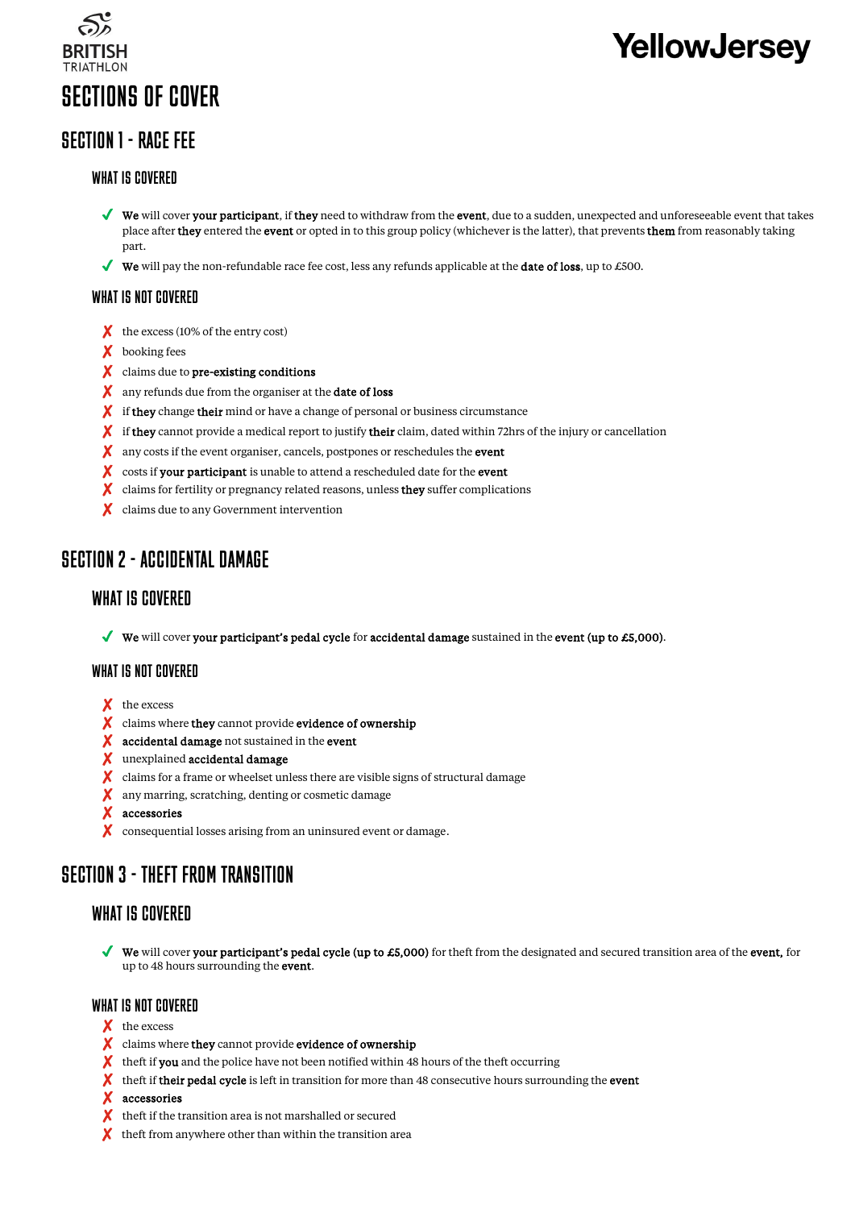# SECTIONS OF COVER

## SECTION 1 - RACE FEE

### WHAT IS COVERED

- ✓ **We** will cover **your participant**, if **they** need to withdraw from the **event**, due to a sudden, unexpected and unforeseeable event that takes place after **they** entered the **event** or opted in to this group policy (whichever is the latter), that prevents **them** from reasonably taking part.
- ✓ **We** will pay the non-refundable race fee cost, less any refunds applicable at the **date of loss**, up to £500.

### WHAT IS NOT COVERED

- ✗ the excess (10% of the entry cost)
- ✗ booking fees
- ✗ claims due to **pre-existing conditions**
- ✗ any refunds due from the organiser at the **date of loss**
- ✗ if **they** change **their** mind or have a change of personal or business circumstance
- ✗ if **they** cannot provide a medical report to justify **their** claim, dated within 72hrs of the injury or cancellation
- ✗ any costs if the event organiser, cancels, postpones or reschedules the **event**
- ✗ costs if **your participant** is unable to attend a rescheduled date for the **event**
- ✗ claims for fertility or pregnancy related reasons, unless **they** suffer complications
- ✗ claims due to any Government intervention

## SECTION 2 - ACCIDENTAL DAMAGE

### WHAT IS COVERED

- ✓ **We** will cover **your participant's pedal cycle** for **accidental damage** sustained in the **event (up to £5,000)**.

### WHAT IS NOT COVERED

- ✗ the excess
- ✗ claims where **they** cannot provide **evidence of ownership**
- ✗ **accidental damage** not sustained in the **event**
- ✗ unexplained **accidental damage**
- ✗ claims for a frame or wheelset unless there are visible signs of structural damage
- ✗ any marring, scratching, denting or cosmetic damage
- ✗ **accessories**
- ✗ consequential losses arising from an uninsured event or damage.

## SECTION 3 - THEFT FROM TRANSITION

### WHAT IS COVERED

- ✓ **We** will cover **your participant's pedal cycle (up to £5,000)** for theft from the designated and secured transition area of the **event,** for up to 48 hours surrounding the **event**.

### WHAT IS NOT COVERED

- ✗ the excess
- ✗ claims where **they** cannot provide **evidence of ownership**
- ✗ theft if **you** and the police have not been notified within 48 hours of the theft occurring
- ✗ theft if **their pedal cycle** is left in transition for more than 48 consecutive hours surrounding the **event**
- ✗ **accessories**
- ✗ theft if the transition area is not marshalled or secured
- ✗ theft from anywhere other than within the transition area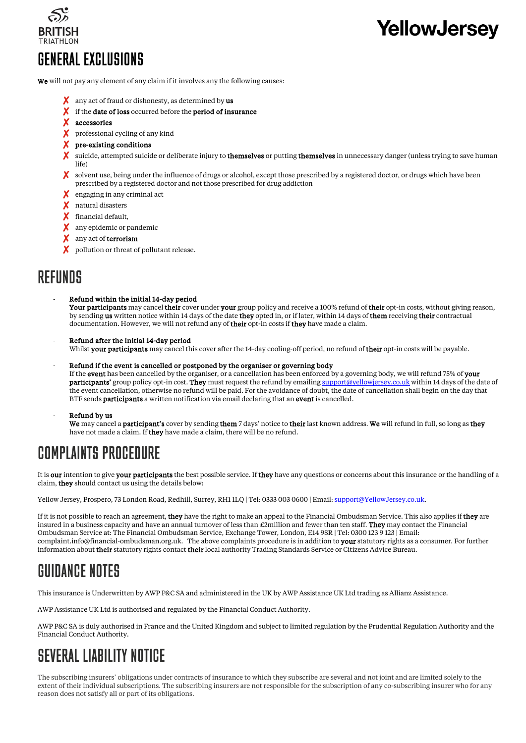# GENERAL EXCLUSIONS

**We** will not pay any element of any claim if it involves any the following causes:

- ✗ any act of fraud or dishonesty, as determined by **us**
- ✗ if the **date of loss** occurred before the **period of insurance**
- ✗ **accessories**
- ✗ professional cycling of any kind
- ✗ **pre-existing conditions**
- ✗ suicide, attempted suicide or deliberate injury to **themselves** or putting **themselves** in unnecessary danger (unless trying to save human life)
- ✗ solvent use, being under the influence of drugs or alcohol, except those prescribed by a registered doctor, or drugs which have been prescribed by a registered doctor and not those prescribed for drug addiction
- ✗ engaging in any criminal act
- ✗ natural disasters
- ✗ financial default,
- ✗ any epidemic or pandemic
- ✗ any act of **terrorism**
- ✗ pollution or threat of pollutant release.

# REFUNDS

- **Refund within the initial 14-day period**
  **Your participants** may cancel **their** cover under **your** group policy and receive a 100% refund of **their** opt-in costs, without giving reason, by sending **us** written notice within 14 days of the date **they** opted in, or if later, within 14 days of **them** receiving **their** contractual documentation. However, we will not refund any of **their** opt-in costs if **they** have made a claim.

- **Refund after the initial 14-day period**
  Whilst **your participants** may cancel this cover after the 14-day cooling-off period, no refund of **their** opt-in costs will be payable.

- **Refund if the event is cancelled or postponed by the organiser or governing body**
  If the **event** has been cancelled by the organiser, or a cancellation has been enforced by a governing body, we will refund 75% of **your participants'** group policy opt-in cost. **They** must request the refund by emailing support@yellowjersey.co.uk within 14 days of the date of the event cancellation, otherwise no refund will be paid. For the avoidance of doubt, the date of cancellation shall begin on the day that BTF sends **participants** a written notification via email declaring that an **event** is cancelled.

- **Refund by us**
  **We** may cancel a **participant's** cover by sending **them** 7 days' notice to **their** last known address. **We** will refund in full, so long as **they** have not made a claim. If **they** have made a claim, there will be no refund.

# COMPLAINTS PROCEDURE

It is **our** intention to give **your participants** the best possible service. If **they** have any questions or concerns about this insurance or the handling of a claim, **they** should contact us using the details below:

Yellow Jersey, Prospero, 73 London Road, Redhill, Surrey, RH1 1LQ | Tel: 0333 003 0600 | Email: support@YellowJersey.co.uk.

If it is not possible to reach an agreement, **they** have the right to make an appeal to the Financial Ombudsman Service. This also applies if **they** are insured in a business capacity and have an annual turnover of less than £2million and fewer than ten staff. **They** may contact the Financial Ombudsman Service at: The Financial Ombudsman Service, Exchange Tower, London, E14 9SR | Tel: 0300 123 9 123 | Email: complaint.info@financial-ombudsman.org.uk. The above complaints procedure is in addition to **your** statutory rights as a consumer. For further information about **their** statutory rights contact **their** local authority Trading Standards Service or Citizens Advice Bureau.

# GUIDANCE NOTES

This insurance is Underwritten by AWP P&C SA and administered in the UK by AWP Assistance UK Ltd trading as Allianz Assistance.

AWP Assistance UK Ltd is authorised and regulated by the Financial Conduct Authority.

AWP P&C SA is duly authorised in France and the United Kingdom and subject to limited regulation by the Prudential Regulation Authority and the Financial Conduct Authority.

# SEVERAL LIABILITY NOTICE

The subscribing insurers' obligations under contracts of insurance to which they subscribe are several and not joint and are limited solely to the extent of their individual subscriptions. The subscribing insurers are not responsible for the subscription of any co-subscribing insurer who for any reason does not satisfy all or part of its obligations.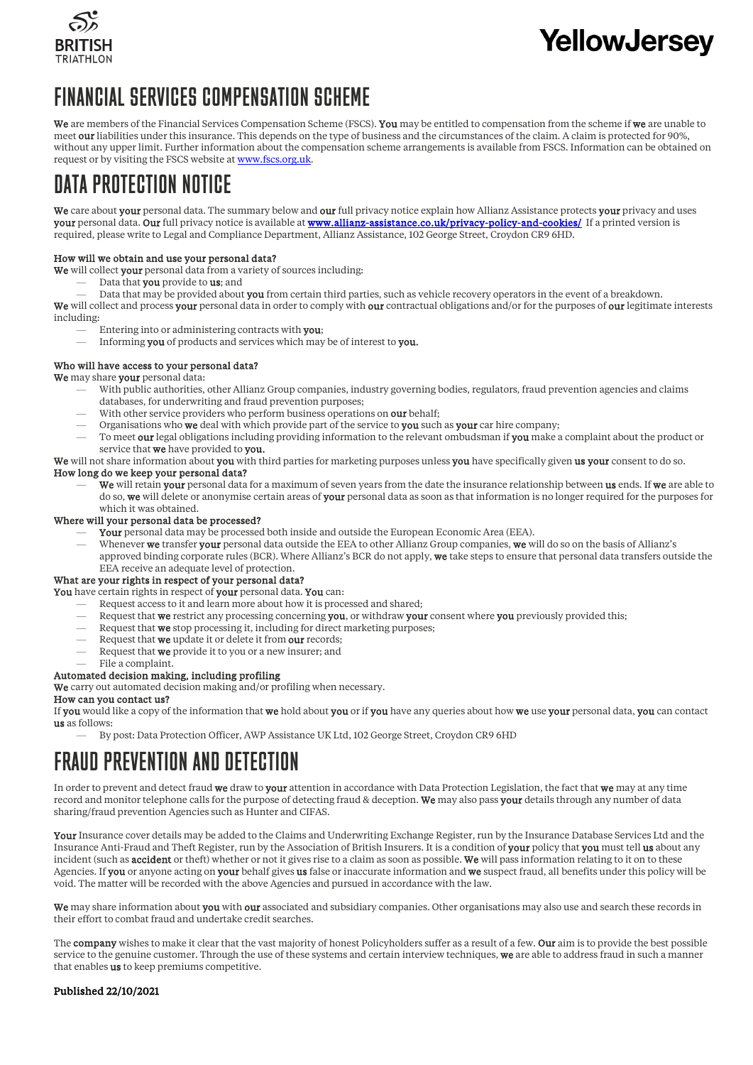# FINANCIAL SERVICES COMPENSATION SCHEME

**We** are members of the Financial Services Compensation Scheme (FSCS). **You** may be entitled to compensation from the scheme if **we** are unable to meet **our** liabilities under this insurance. This depends on the type of business and the circumstances of the claim. A claim is protected for 90%, without any upper limit. Further information about the compensation scheme arrangements is available from FSCS. Information can be obtained on request or by visiting the FSCS website at www.fscs.org.uk.

# DATA PROTECTION NOTICE

**We** care about **your** personal data. The summary below and **our** full privacy notice explain how Allianz Assistance protects **your** privacy and uses **your** personal data. **Our** full privacy notice is available at **www.allianz-assistance.co.uk/privacy-policy-and-cookies/** If a printed version is required, please write to Legal and Compliance Department, Allianz Assistance, 102 George Street, Croydon CR9 6HD.

### How will we obtain and use your personal data?

**We** will collect **your** personal data from a variety of sources including:

- Data that **you** provide to **us**; and
- Data that may be provided about **you** from certain third parties, such as vehicle recovery operators in the event of a breakdown.

**We** will collect and process **your** personal data in order to comply with **our** contractual obligations and/or for the purposes of **our** legitimate interests including:

- Entering into or administering contracts with **you**;
- Informing **you** of products and services which may be of interest to **you.**

### Who will have access to your personal data?

**We** may share **your** personal data:

- With public authorities, other Allianz Group companies, industry governing bodies, regulators, fraud prevention agencies and claims databases, for underwriting and fraud prevention purposes;
- With other service providers who perform business operations on **our** behalf;
- Organisations who **we** deal with which provide part of the service to **you** such as **your** car hire company;
- To meet **our** legal obligations including providing information to the relevant ombudsman if **you** make a complaint about the product or service that **we** have provided to **you.**

**We** will not share information about **you** with third parties for marketing purposes unless **you** have specifically given **us your** consent to do so.

### How long do we keep your personal data?

- **We** will retain **your** personal data for a maximum of seven years from the date the insurance relationship between **us** ends. If **we** are able to do so, **we** will delete or anonymise certain areas of **your** personal data as soon as that information is no longer required for the purposes for which it was obtained.

### Where will your personal data be processed?

- **Your** personal data may be processed both inside and outside the European Economic Area (EEA).
- Whenever **we** transfer **your** personal data outside the EEA to other Allianz Group companies, **we** will do so on the basis of Allianz's approved binding corporate rules (BCR). Where Allianz's BCR do not apply, **we** take steps to ensure that personal data transfers outside the EEA receive an adequate level of protection.

### What are your rights in respect of your personal data?

**You** have certain rights in respect of **your** personal data. **You** can:

- Request access to it and learn more about how it is processed and shared;
- Request that **we** restrict any processing concerning **you**, or withdraw **your** consent where **you** previously provided this;
- Request that **we** stop processing it, including for direct marketing purposes;
- Request that **we** update it or delete it from **our** records;
- Request that **we** provide it to you or a new insurer; and
- File a complaint.

### Automated decision making, including profiling

**We** carry out automated decision making and/or profiling when necessary.

### How can you contact us?

If **you** would like a copy of the information that **we** hold about **you** or if **you** have any queries about how **we** use **your** personal data, **you** can contact **us** as follows:

- By post: Data Protection Officer, AWP Assistance UK Ltd, 102 George Street, Croydon CR9 6HD

# FRAUD PREVENTION AND DETECTION

In order to prevent and detect fraud **we** draw to **your** attention in accordance with Data Protection Legislation, the fact that **we** may at any time record and monitor telephone calls for the purpose of detecting fraud & deception. **We** may also pass **your** details through any number of data sharing/fraud prevention Agencies such as Hunter and CIFAS.

**Your** Insurance cover details may be added to the Claims and Underwriting Exchange Register, run by the Insurance Database Services Ltd and the Insurance Anti-Fraud and Theft Register, run by the Association of British Insurers. It is a condition of **your** policy that **you** must tell **us** about any incident (such as **accident** or theft) whether or not it gives rise to a claim as soon as possible. **We** will pass information relating to it on to these Agencies. If **you** or anyone acting on **your** behalf gives **us** false or inaccurate information and **we** suspect fraud, all benefits under this policy will be void. The matter will be recorded with the above Agencies and pursued in accordance with the law.

**We** may share information about **you** with **our** associated and subsidiary companies. Other organisations may also use and search these records in their effort to combat fraud and undertake credit searches.

The **company** wishes to make it clear that the vast majority of honest Policyholders suffer as a result of a few. **Our** aim is to provide the best possible service to the genuine customer. Through the use of these systems and certain interview techniques, **we** are able to address fraud in such a manner that enables **us** to keep premiums competitive.

**Published 22/10/2021**